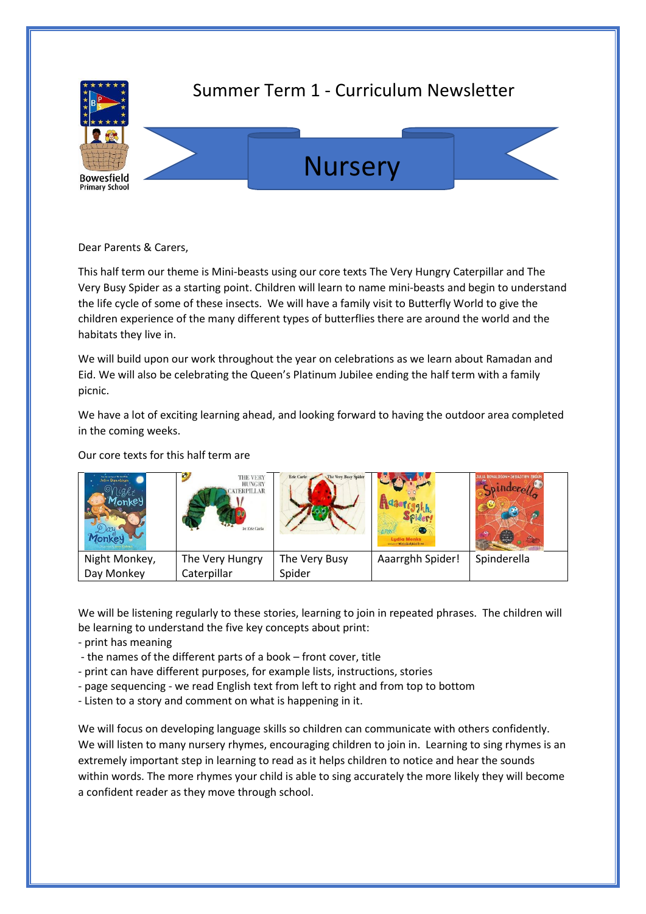# Summer Term 1 - Curriculum Newsletter

## Nursery

Bowesfield Primary School

Dear Parents & Carers,

This half term our theme is Mini-beasts using our core texts The Very Hungry Caterpillar and The Very Busy Spider as a starting point. Children will learn to name mini-beasts and begin to understand the life cycle of some of these insects. We will have a family visit to Butterfly World to give the children experience of the many different types of butterflies there are around the world and the habitats they live in.

We will build upon our work throughout the year on celebrations as we learn about Ramadan and Eid. We will also be celebrating the Queen's Platinum Jubilee ending the half term with a family picnic.

We have a lot of exciting learning ahead, and looking forward to having the outdoor area completed in the coming weeks.

Our core texts for this half term are

| Night Monkey, Day Monkey | The Very Hungry Caterpillar | The Very Busy Spider | Aaarrghh Spider! | Spinderella |
|---|---|---|---|---|

We will be listening regularly to these stories, learning to join in repeated phrases. The children will be learning to understand the five key concepts about print:

- print has meaning
- the names of the different parts of a book – front cover, title
- print can have different purposes, for example lists, instructions, stories
- page sequencing - we read English text from left to right and from top to bottom
- Listen to a story and comment on what is happening in it.

We will focus on developing language skills so children can communicate with others confidently. We will listen to many nursery rhymes, encouraging children to join in. Learning to sing rhymes is an extremely important step in learning to read as it helps children to notice and hear the sounds within words. The more rhymes your child is able to sing accurately the more likely they will become a confident reader as they move through school.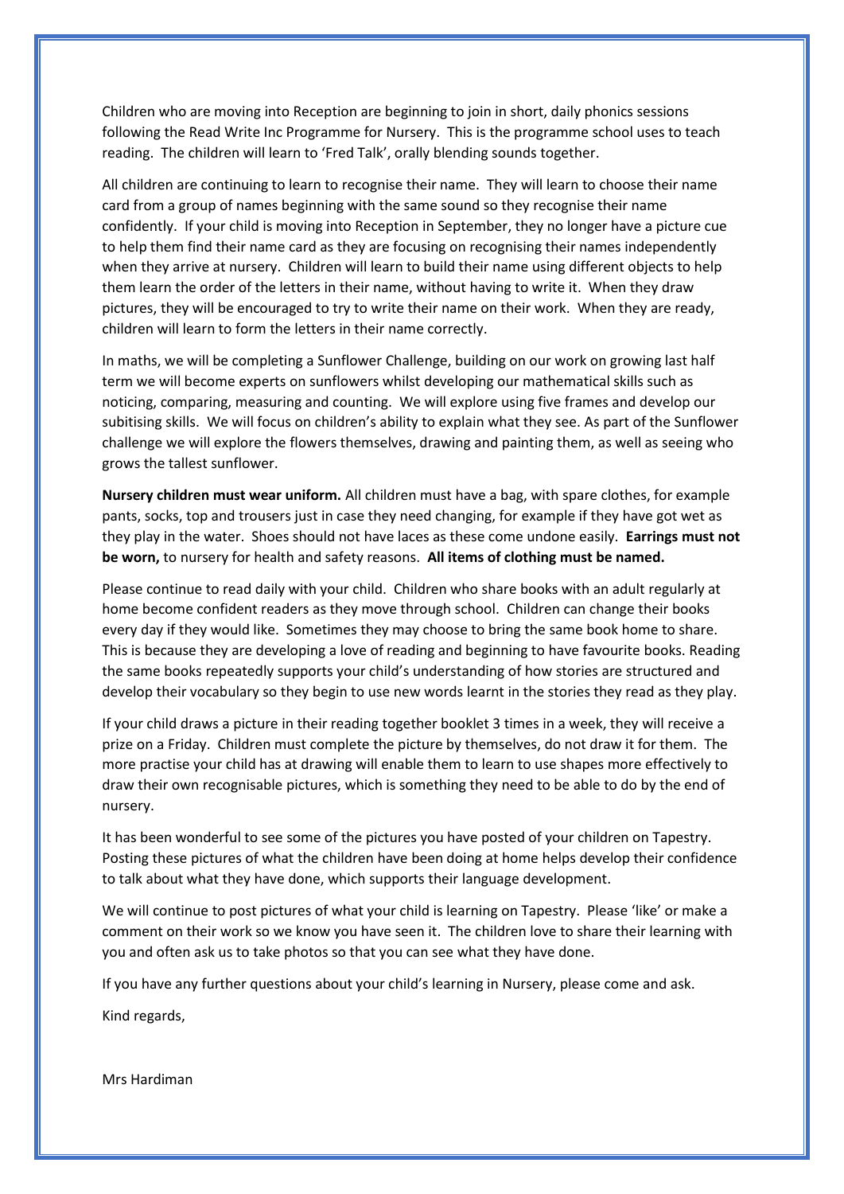Children who are moving into Reception are beginning to join in short, daily phonics sessions following the Read Write Inc Programme for Nursery. This is the programme school uses to teach reading. The children will learn to 'Fred Talk', orally blending sounds together.

All children are continuing to learn to recognise their name. They will learn to choose their name card from a group of names beginning with the same sound so they recognise their name confidently. If your child is moving into Reception in September, they no longer have a picture cue to help them find their name card as they are focusing on recognising their names independently when they arrive at nursery. Children will learn to build their name using different objects to help them learn the order of the letters in their name, without having to write it. When they draw pictures, they will be encouraged to try to write their name on their work. When they are ready, children will learn to form the letters in their name correctly.

In maths, we will be completing a Sunflower Challenge, building on our work on growing last half term we will become experts on sunflowers whilst developing our mathematical skills such as noticing, comparing, measuring and counting. We will explore using five frames and develop our subitising skills. We will focus on children's ability to explain what they see. As part of the Sunflower challenge we will explore the flowers themselves, drawing and painting them, as well as seeing who grows the tallest sunflower.

**Nursery children must wear uniform.** All children must have a bag, with spare clothes, for example pants, socks, top and trousers just in case they need changing, for example if they have got wet as they play in the water. Shoes should not have laces as these come undone easily. **Earrings must not be worn,** to nursery for health and safety reasons. **All items of clothing must be named.**

Please continue to read daily with your child. Children who share books with an adult regularly at home become confident readers as they move through school. Children can change their books every day if they would like. Sometimes they may choose to bring the same book home to share. This is because they are developing a love of reading and beginning to have favourite books. Reading the same books repeatedly supports your child's understanding of how stories are structured and develop their vocabulary so they begin to use new words learnt in the stories they read as they play.

If your child draws a picture in their reading together booklet 3 times in a week, they will receive a prize on a Friday. Children must complete the picture by themselves, do not draw it for them. The more practise your child has at drawing will enable them to learn to use shapes more effectively to draw their own recognisable pictures, which is something they need to be able to do by the end of nursery.

It has been wonderful to see some of the pictures you have posted of your children on Tapestry. Posting these pictures of what the children have been doing at home helps develop their confidence to talk about what they have done, which supports their language development.

We will continue to post pictures of what your child is learning on Tapestry. Please 'like' or make a comment on their work so we know you have seen it. The children love to share their learning with you and often ask us to take photos so that you can see what they have done.

If you have any further questions about your child's learning in Nursery, please come and ask.

Kind regards,

Mrs Hardiman